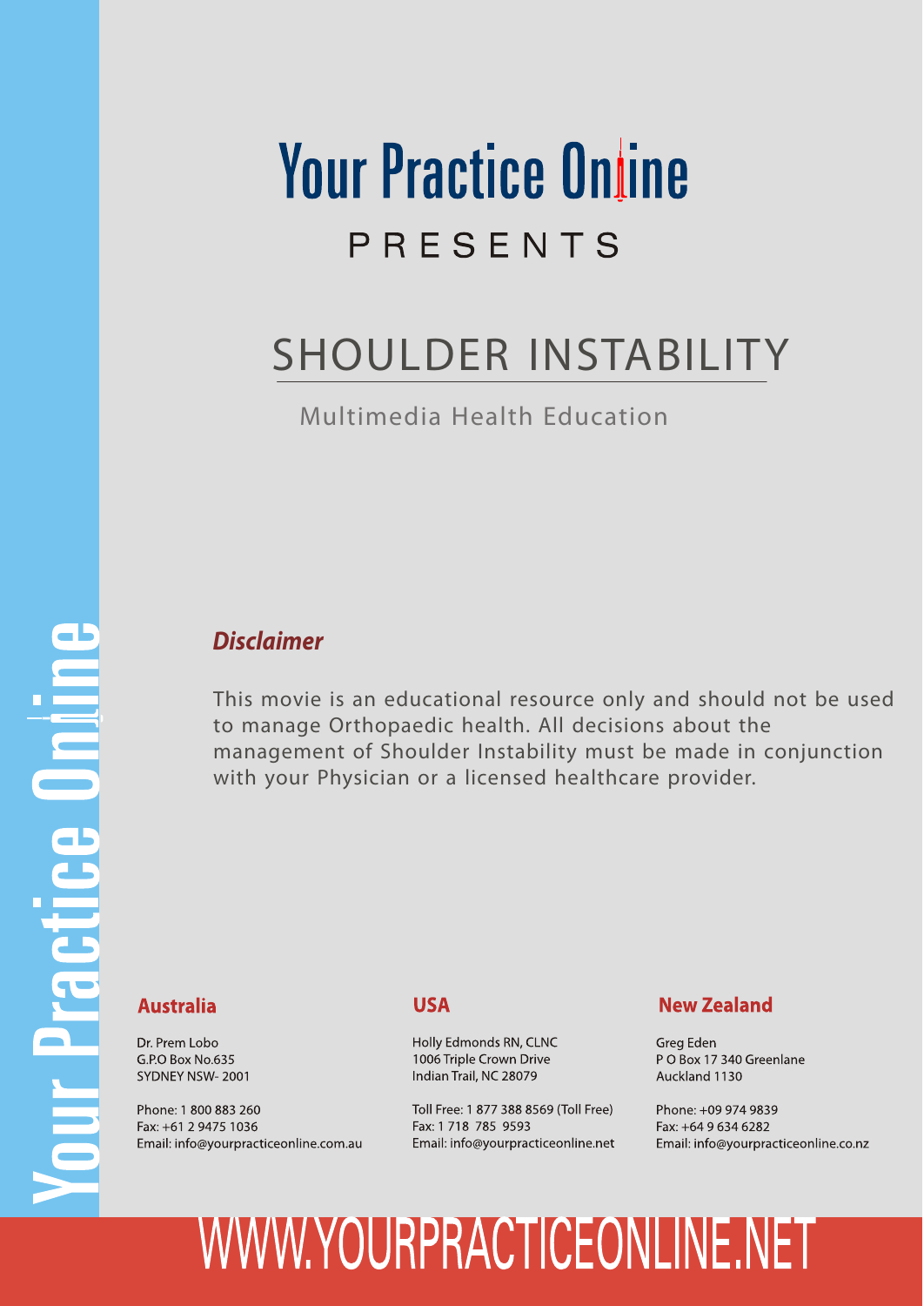# Your Practice Online

PRESENTS

## SHOULDER INSTABILITY

Multimedia Health Education

### *Disclaimer*

This movie is an educational resource only and should not be used to manage Orthopaedic health. All decisions about the management of Shoulder Instability must be made in conjunction with your Physician or a licensed healthcare provider.

**Australia**

Dr. Prem Lobo
G.P.O Box No.635
SYDNEY NSW- 2001

Phone: 1 800 883 260
Fax: +61 2 9475 1036
Email: info@yourpracticeonline.com.au

**USA**

Holly Edmonds RN, CLNC
1006 Triple Crown Drive
Indian Trail, NC 28079

Toll Free: 1 877 388 8569 (Toll Free)
Fax: 1 718 785 9593
Email: info@yourpracticeonline.net

**New Zealand**

Greg Eden
P O Box 17 340 Greenlane
Auckland 1130

Phone: +09 974 9839
Fax: +64 9 634 6282
Email: info@yourpracticeonline.co.nz

WWW.YOURPRACTICEONLINE.NET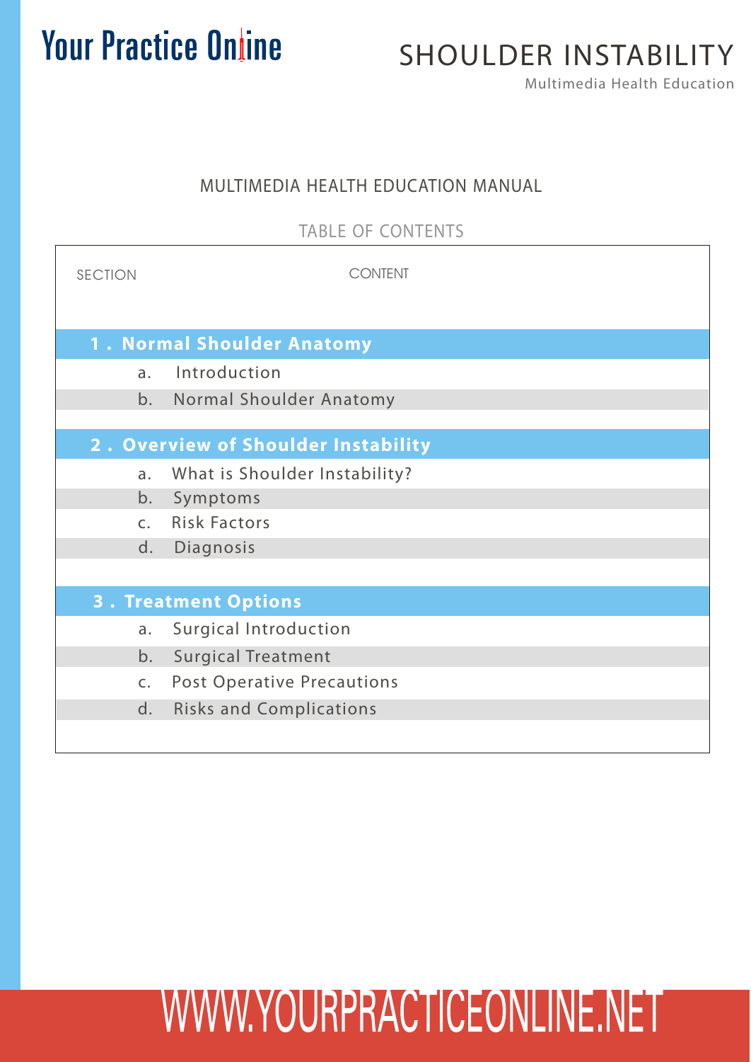# MULTIMEDIA HEALTH EDUCATION MANUAL

## TABLE OF CONTENTS

| SECTION | CONTENT |
|---|---|
| **1 . Normal Shoulder Anatomy** | |
| | a. Introduction |
| | b. Normal Shoulder Anatomy |
| **2 . Overview of Shoulder Instability** | |
| | a. What is Shoulder Instability? |
| | b. Symptoms |
| | c. Risk Factors |
| | d. Diagnosis |
| **3 . Treatment Options** | |
| | a. Surgical Introduction |
| | b. Surgical Treatment |
| | c. Post Operative Precautions |
| | d. Risks and Complications |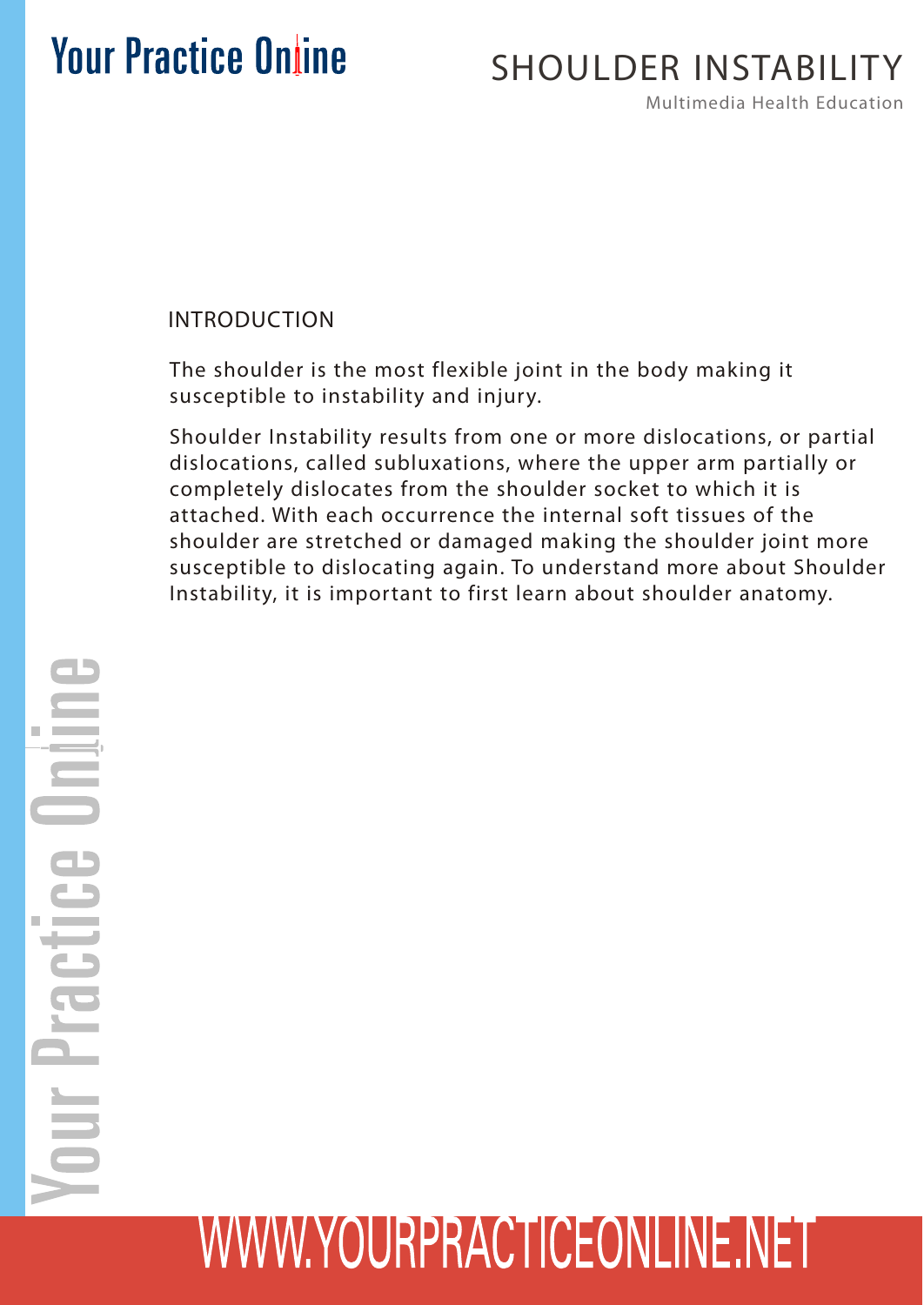## INTRODUCTION

The shoulder is the most flexible joint in the body making it susceptible to instability and injury.

Shoulder Instability results from one or more dislocations, or partial dislocations, called subluxations, where the upper arm partially or completely dislocates from the shoulder socket to which it is attached. With each occurrence the internal soft tissues of the shoulder are stretched or damaged making the shoulder joint more susceptible to dislocating again. To understand more about Shoulder Instability, it is important to first learn about shoulder anatomy.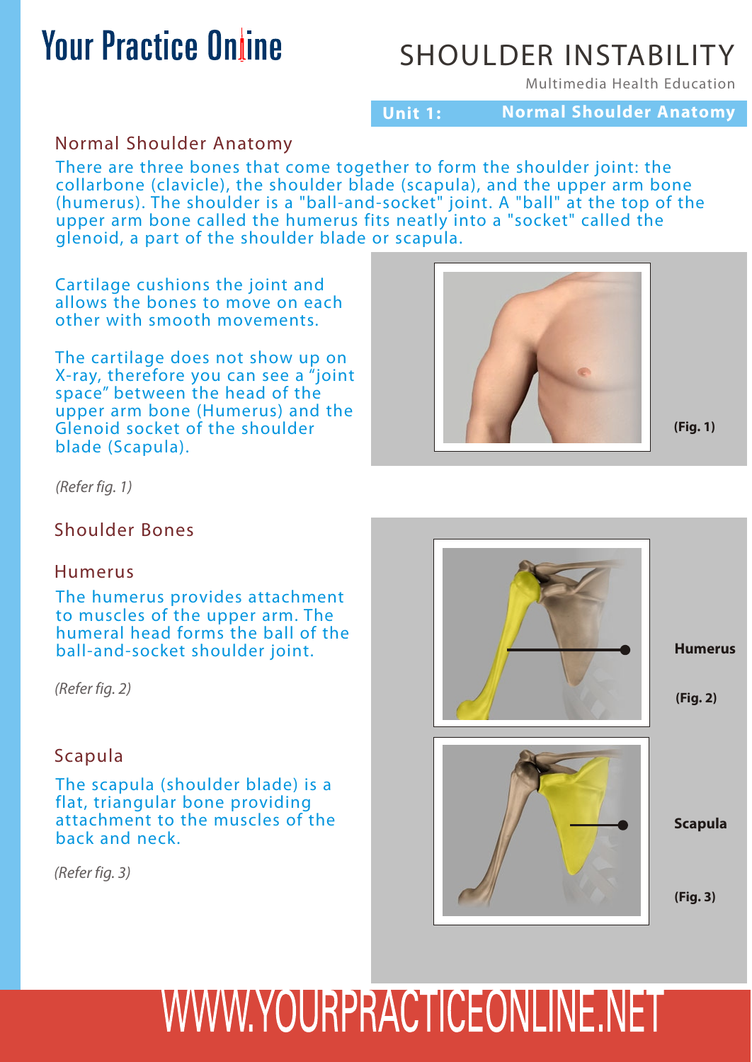# SHOULDER INSTABILITY

Multimedia Health Education

**Unit 1: Normal Shoulder Anatomy**

## Normal Shoulder Anatomy

There are three bones that come together to form the shoulder joint: the collarbone (clavicle), the shoulder blade (scapula), and the upper arm bone (humerus). The shoulder is a "ball-and-socket" joint. A "ball" at the top of the upper arm bone called the humerus fits neatly into a "socket" called the glenoid, a part of the shoulder blade or scapula.

Cartilage cushions the joint and allows the bones to move on each other with smooth movements.

The cartilage does not show up on X-ray, therefore you can see a "joint space" between the head of the upper arm bone (Humerus) and the Glenoid socket of the shoulder blade (Scapula).

*(Refer fig. 1)*

**(Fig. 1)**

## Shoulder Bones

### Humerus

The humerus provides attachment to muscles of the upper arm. The humeral head forms the ball of the ball-and-socket shoulder joint.

*(Refer fig. 2)*

**Humerus**

**(Fig. 2)**

### Scapula

The scapula (shoulder blade) is a flat, triangular bone providing attachment to the muscles of the back and neck.

*(Refer fig. 3)*

**Scapula**

**(Fig. 3)**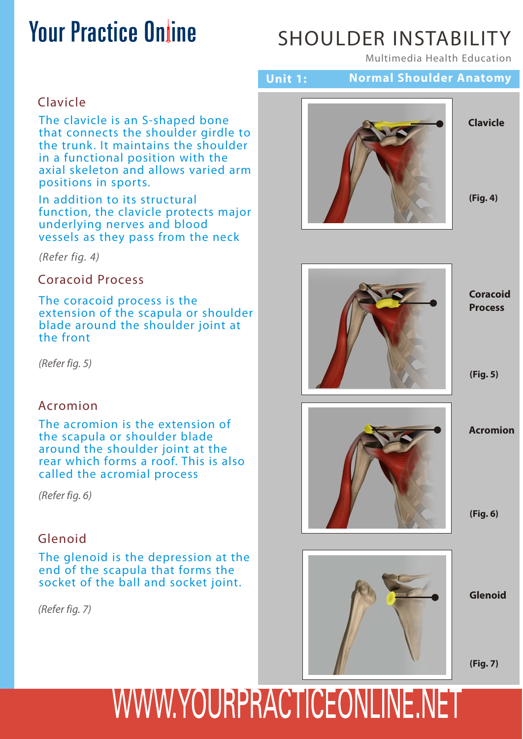## Unit 1: Normal Shoulder Anatomy

### Clavicle

The clavicle is an S-shaped bone that connects the shoulder girdle to the trunk. It maintains the shoulder in a functional position with the axial skeleton and allows varied arm positions in sports.

In addition to its structural function, the clavicle protects major underlying nerves and blood vessels as they pass from the neck

*(Refer fig. 4)*

### Coracoid Process

The coracoid process is the extension of the scapula or shoulder blade around the shoulder joint at the front

*(Refer fig. 5)*

### Acromion

The acromion is the extension of the scapula or shoulder blade around the shoulder joint at the rear which forms a roof. This is also called the acromial process

*(Refer fig. 6)*

### Glenoid

The glenoid is the depression at the end of the scapula that forms the socket of the ball and socket joint.

*(Refer fig. 7)*

**Clavicle**

**(Fig. 4)**

**Coracoid Process**

**(Fig. 5)**

**Acromion**

**(Fig. 6)**

**Glenoid**

**(Fig. 7)**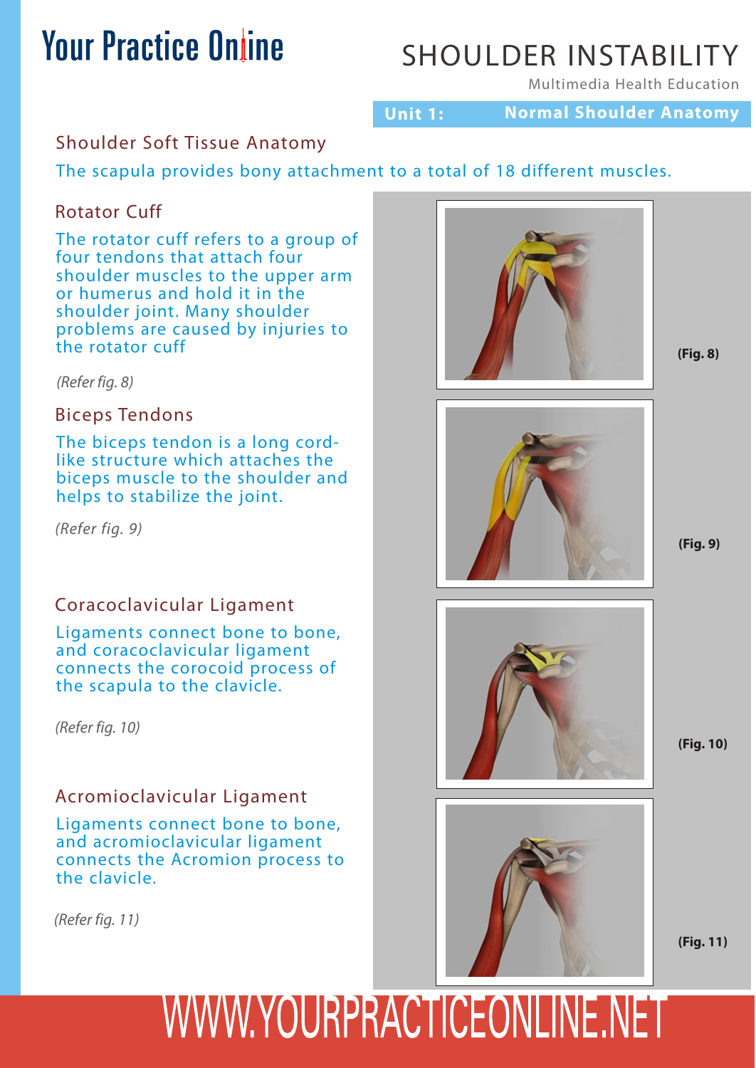## Unit 1: Normal Shoulder Anatomy

### Shoulder Soft Tissue Anatomy

The scapula provides bony attachment to a total of 18 different muscles.

### Rotator Cuff

The rotator cuff refers to a group of four tendons that attach four shoulder muscles to the upper arm or humerus and hold it in the shoulder joint. Many shoulder problems are caused by injuries to the rotator cuff

*(Refer fig. 8)*

### Biceps Tendons

The biceps tendon is a long cord-like structure which attaches the biceps muscle to the shoulder and helps to stabilize the joint.

*(Refer fig. 9)*

### Coracoclavicular Ligament

Ligaments connect bone to bone, and coracoclavicular ligament connects the corocoid process of the scapula to the clavicle.

*(Refer fig. 10)*

### Acromioclavicular Ligament

Ligaments connect bone to bone, and acromioclavicular ligament connects the Acromion process to the clavicle.

*(Refer fig. 11)*

**(Fig. 8)**

**(Fig. 9)**

**(Fig. 10)**

**(Fig. 11)**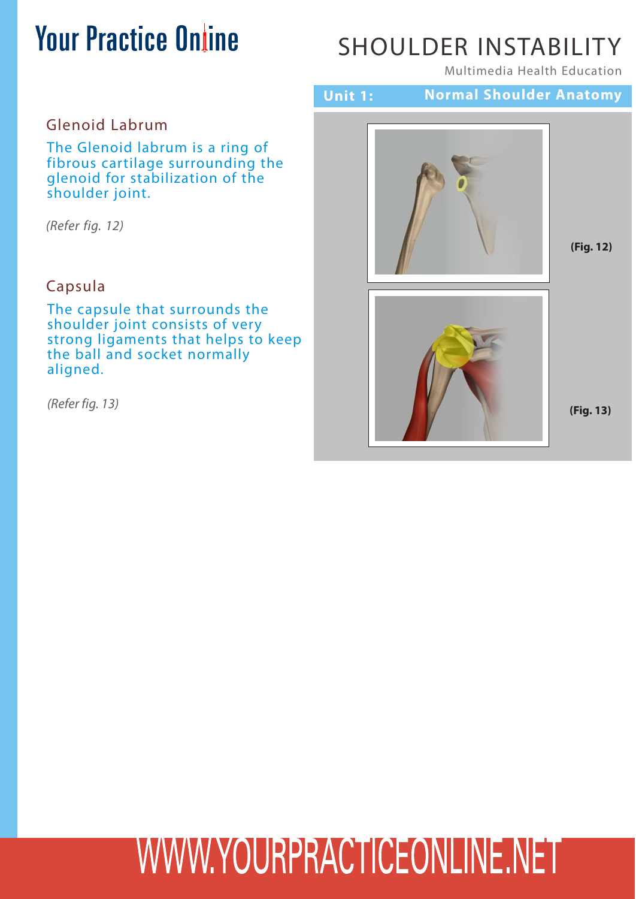## Unit 1: Normal Shoulder Anatomy

### Glenoid Labrum

The Glenoid labrum is a ring of fibrous cartilage surrounding the glenoid for stabilization of the shoulder joint.

*(Refer fig. 12)*

**(Fig. 12)**

### Capsula

The capsule that surrounds the shoulder joint consists of very strong ligaments that helps to keep the ball and socket normally aligned.

*(Refer fig. 13)*

**(Fig. 13)**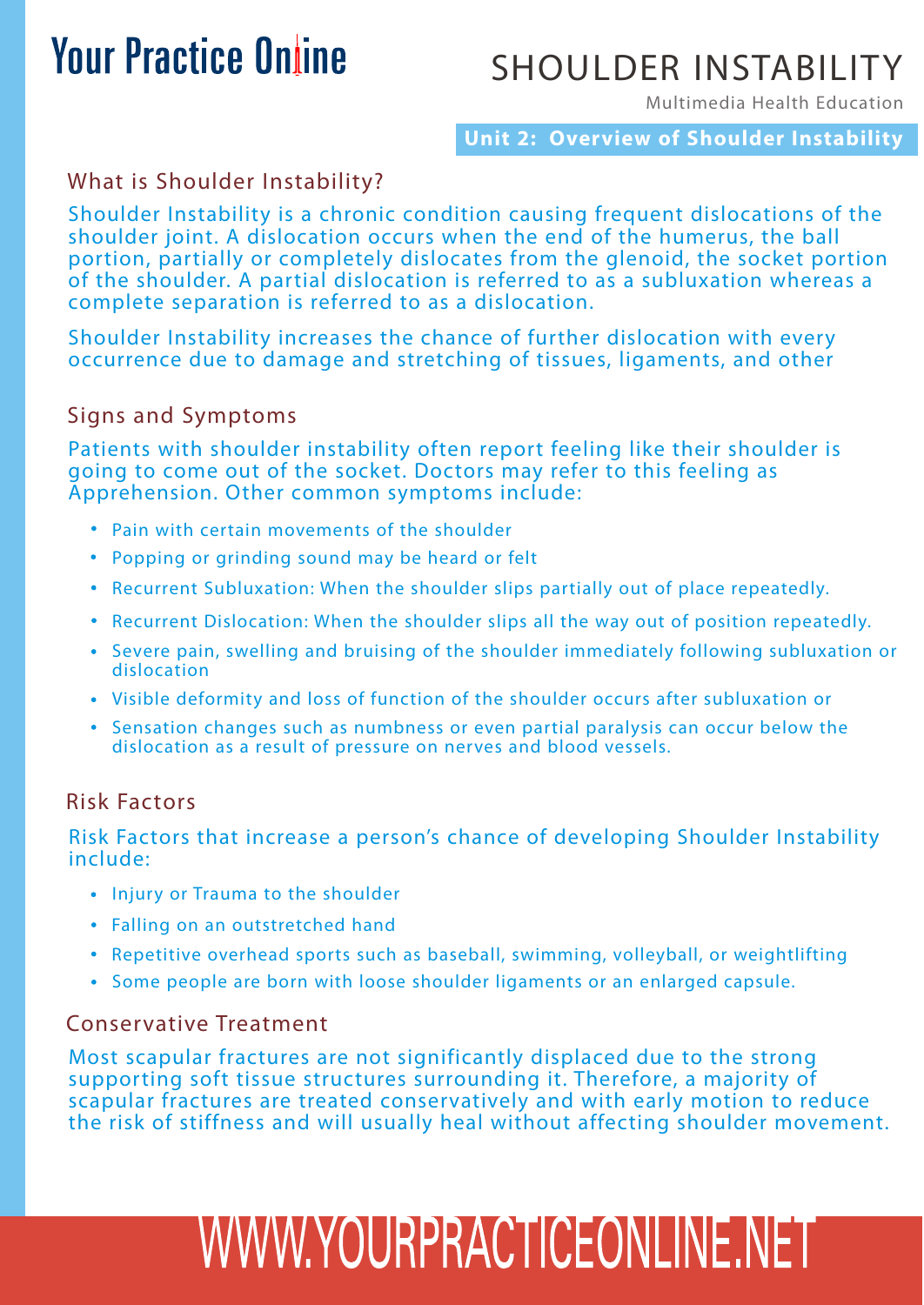# SHOULDER INSTABILITY

Multimedia Health Education

**Unit 2: Overview of Shoulder Instability**

## What is Shoulder Instability?

Shoulder Instability is a chronic condition causing frequent dislocations of the shoulder joint. A dislocation occurs when the end of the humerus, the ball portion, partially or completely dislocates from the glenoid, the socket portion of the shoulder. A partial dislocation is referred to as a subluxation whereas a complete separation is referred to as a dislocation.

Shoulder Instability increases the chance of further dislocation with every occurrence due to damage and stretching of tissues, ligaments, and other

## Signs and Symptoms

Patients with shoulder instability often report feeling like their shoulder is going to come out of the socket. Doctors may refer to this feeling as Apprehension. Other common symptoms include:

- Pain with certain movements of the shoulder
- Popping or grinding sound may be heard or felt
- Recurrent Subluxation: When the shoulder slips partially out of place repeatedly.
- Recurrent Dislocation: When the shoulder slips all the way out of position repeatedly.
- Severe pain, swelling and bruising of the shoulder immediately following subluxation or dislocation
- Visible deformity and loss of function of the shoulder occurs after subluxation or
- Sensation changes such as numbness or even partial paralysis can occur below the dislocation as a result of pressure on nerves and blood vessels.

## Risk Factors

Risk Factors that increase a person's chance of developing Shoulder Instability include:

- Injury or Trauma to the shoulder
- Falling on an outstretched hand
- Repetitive overhead sports such as baseball, swimming, volleyball, or weightlifting
- Some people are born with loose shoulder ligaments or an enlarged capsule.

## Conservative Treatment

Most scapular fractures are not significantly displaced due to the strong supporting soft tissue structures surrounding it. Therefore, a majority of scapular fractures are treated conservatively and with early motion to reduce the risk of stiffness and will usually heal without affecting shoulder movement.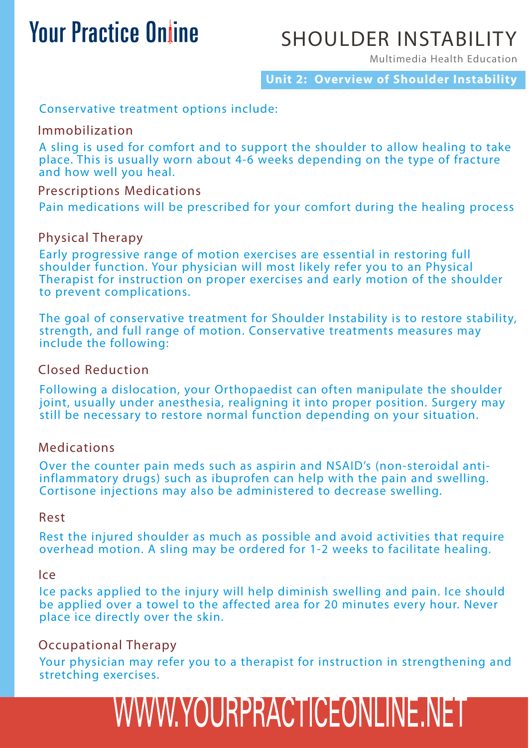Conservative treatment options include:

### Immobilization

A sling is used for comfort and to support the shoulder to allow healing to take place. This is usually worn about 4-6 weeks depending on the type of fracture and how well you heal.

### Prescriptions Medications

Pain medications will be prescribed for your comfort during the healing process

### Physical Therapy

Early progressive range of motion exercises are essential in restoring full shoulder function. Your physician will most likely refer you to an Physical Therapist for instruction on proper exercises and early motion of the shoulder to prevent complications.

The goal of conservative treatment for Shoulder Instability is to restore stability, strength, and full range of motion. Conservative treatments measures may include the following:

### Closed Reduction

Following a dislocation, your Orthopaedist can often manipulate the shoulder joint, usually under anesthesia, realigning it into proper position. Surgery may still be necessary to restore normal function depending on your situation.

### Medications

Over the counter pain meds such as aspirin and NSAID's (non-steroidal anti-inflammatory drugs) such as ibuprofen can help with the pain and swelling. Cortisone injections may also be administered to decrease swelling.

### Rest

Rest the injured shoulder as much as possible and avoid activities that require overhead motion. A sling may be ordered for 1-2 weeks to facilitate healing.

### Ice

Ice packs applied to the injury will help diminish swelling and pain. Ice should be applied over a towel to the affected area for 20 minutes every hour. Never place ice directly over the skin.

### Occupational Therapy

Your physician may refer you to a therapist for instruction in strengthening and stretching exercises.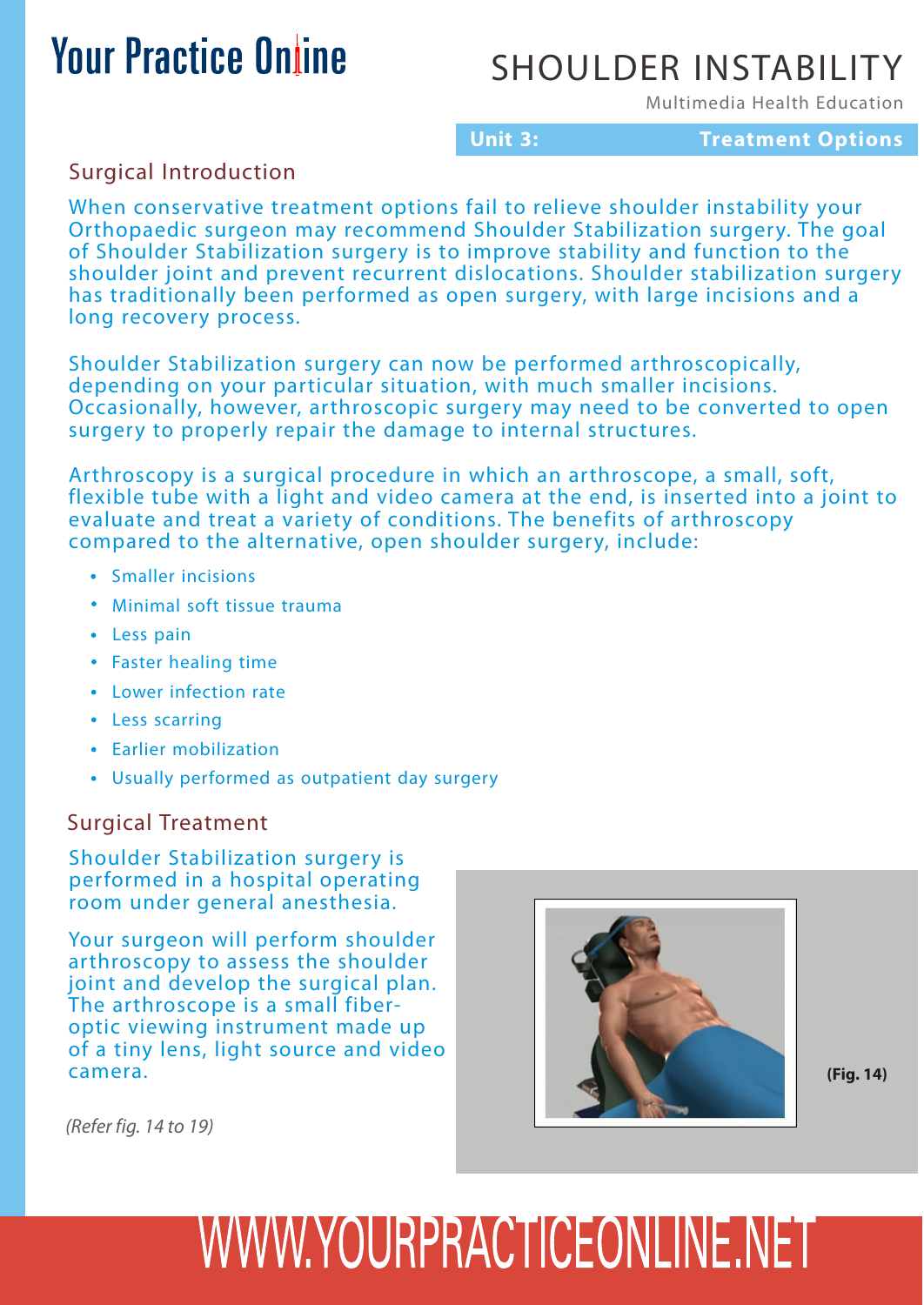## Unit 3: Treatment Options

### Surgical Introduction

When conservative treatment options fail to relieve shoulder instability your Orthopaedic surgeon may recommend Shoulder Stabilization surgery. The goal of Shoulder Stabilization surgery is to improve stability and function to the shoulder joint and prevent recurrent dislocations. Shoulder stabilization surgery has traditionally been performed as open surgery, with large incisions and a long recovery process.

Shoulder Stabilization surgery can now be performed arthroscopically, depending on your particular situation, with much smaller incisions. Occasionally, however, arthroscopic surgery may need to be converted to open surgery to properly repair the damage to internal structures.

Arthroscopy is a surgical procedure in which an arthroscope, a small, soft, flexible tube with a light and video camera at the end, is inserted into a joint to evaluate and treat a variety of conditions. The benefits of arthroscopy compared to the alternative, open shoulder surgery, include:

- Smaller incisions
- Minimal soft tissue trauma
- Less pain
- Faster healing time
- Lower infection rate
- Less scarring
- Earlier mobilization
- Usually performed as outpatient day surgery

### Surgical Treatment

Shoulder Stabilization surgery is performed in a hospital operating room under general anesthesia.

Your surgeon will perform shoulder arthroscopy to assess the shoulder joint and develop the surgical plan. The arthroscope is a small fiber-optic viewing instrument made up of a tiny lens, light source and video camera.

*(Refer fig. 14 to 19)*

**(Fig. 14)**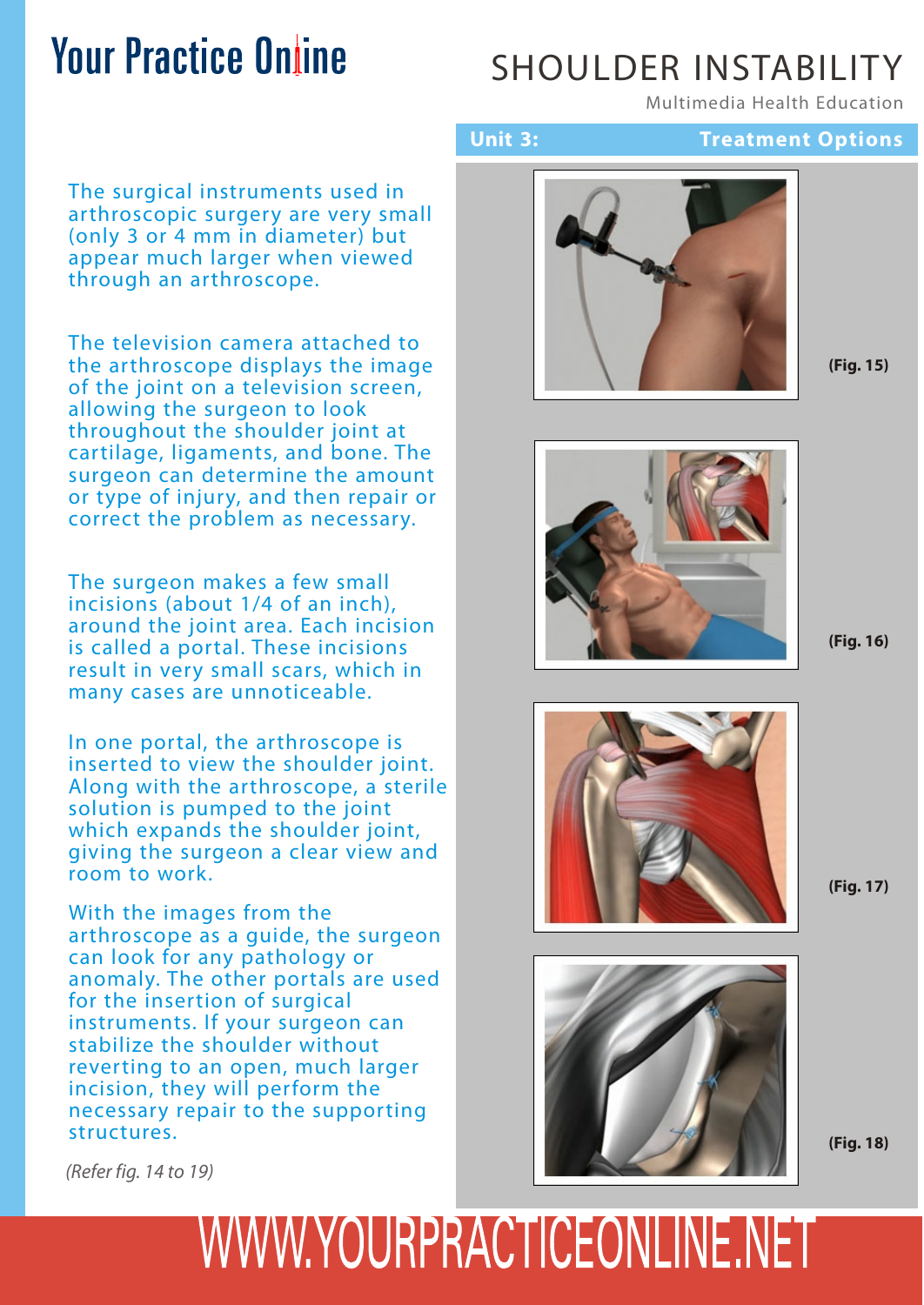# SHOULDER INSTABILITY

Multimedia Health Education

**Unit 3: Treatment Options**

The surgical instruments used in arthroscopic surgery are very small (only 3 or 4 mm in diameter) but appear much larger when viewed through an arthroscope.

The television camera attached to the arthroscope displays the image of the joint on a television screen, allowing the surgeon to look throughout the shoulder joint at cartilage, ligaments, and bone. The surgeon can determine the amount or type of injury, and then repair or correct the problem as necessary.

The surgeon makes a few small incisions (about 1/4 of an inch), around the joint area. Each incision is called a portal. These incisions result in very small scars, which in many cases are unnoticeable.

In one portal, the arthroscope is inserted to view the shoulder joint. Along with the arthroscope, a sterile solution is pumped to the joint which expands the shoulder joint, giving the surgeon a clear view and room to work.

With the images from the arthroscope as a guide, the surgeon can look for any pathology or anomaly. The other portals are used for the insertion of surgical instruments. If your surgeon can stabilize the shoulder without reverting to an open, much larger incision, they will perform the necessary repair to the supporting structures.

*(Refer fig. 14 to 19)*

**(Fig. 15)**

**(Fig. 16)**

**(Fig. 17)**

**(Fig. 18)**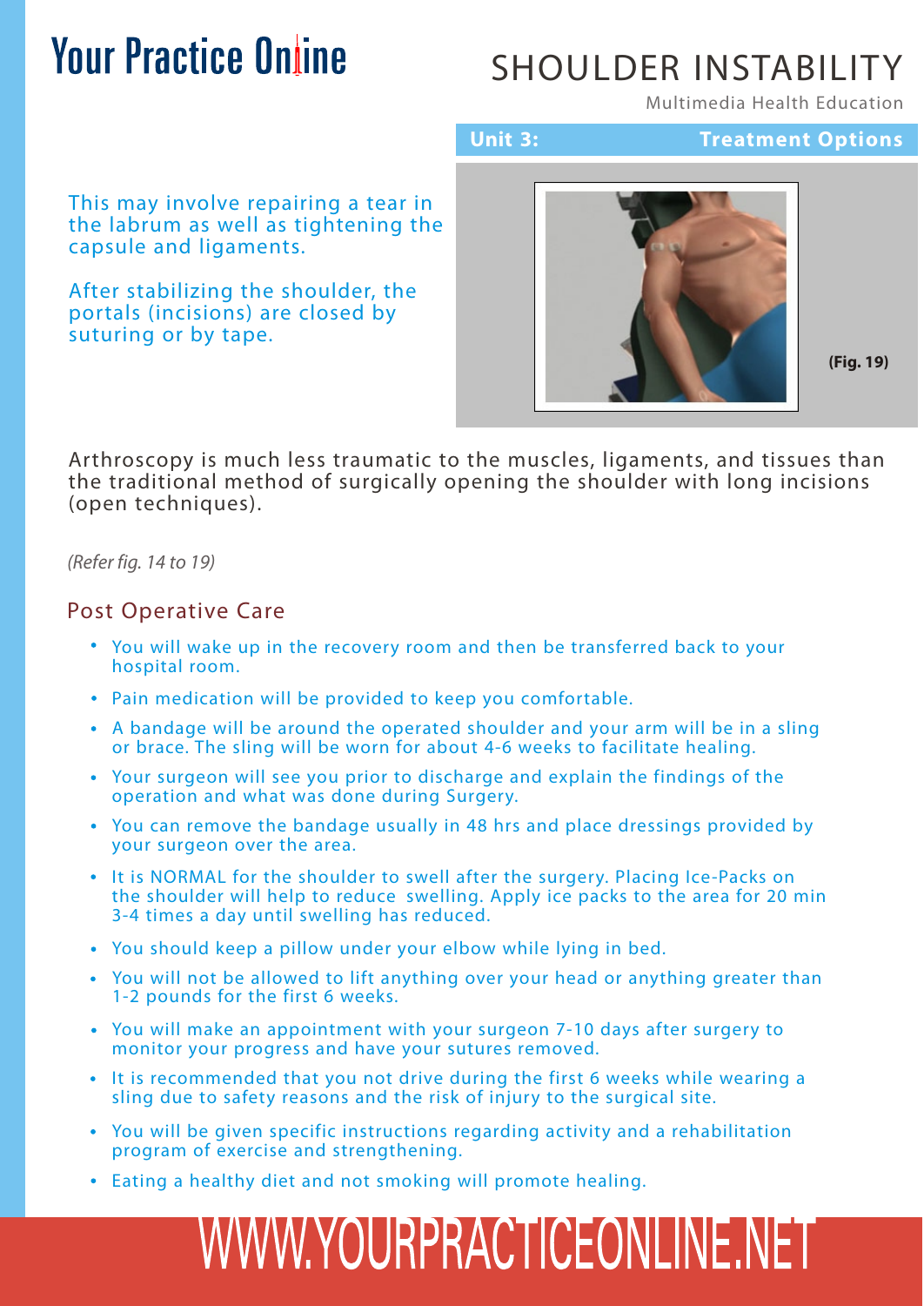This may involve repairing a tear in the labrum as well as tightening the capsule and ligaments.

After stabilizing the shoulder, the portals (incisions) are closed by suturing or by tape.

(Fig. 19)

Arthroscopy is much less traumatic to the muscles, ligaments, and tissues than the traditional method of surgically opening the shoulder with long incisions (open techniques).

*(Refer fig. 14 to 19)*

## Post Operative Care

- You will wake up in the recovery room and then be transferred back to your hospital room.
- Pain medication will be provided to keep you comfortable.
- A bandage will be around the operated shoulder and your arm will be in a sling or brace. The sling will be worn for about 4-6 weeks to facilitate healing.
- Your surgeon will see you prior to discharge and explain the findings of the operation and what was done during Surgery.
- You can remove the bandage usually in 48 hrs and place dressings provided by your surgeon over the area.
- It is NORMAL for the shoulder to swell after the surgery. Placing Ice-Packs on the shoulder will help to reduce swelling. Apply ice packs to the area for 20 min 3-4 times a day until swelling has reduced.
- You should keep a pillow under your elbow while lying in bed.
- You will not be allowed to lift anything over your head or anything greater than 1-2 pounds for the first 6 weeks.
- You will make an appointment with your surgeon 7-10 days after surgery to monitor your progress and have your sutures removed.
- It is recommended that you not drive during the first 6 weeks while wearing a sling due to safety reasons and the risk of injury to the surgical site.
- You will be given specific instructions regarding activity and a rehabilitation program of exercise and strengthening.
- Eating a healthy diet and not smoking will promote healing.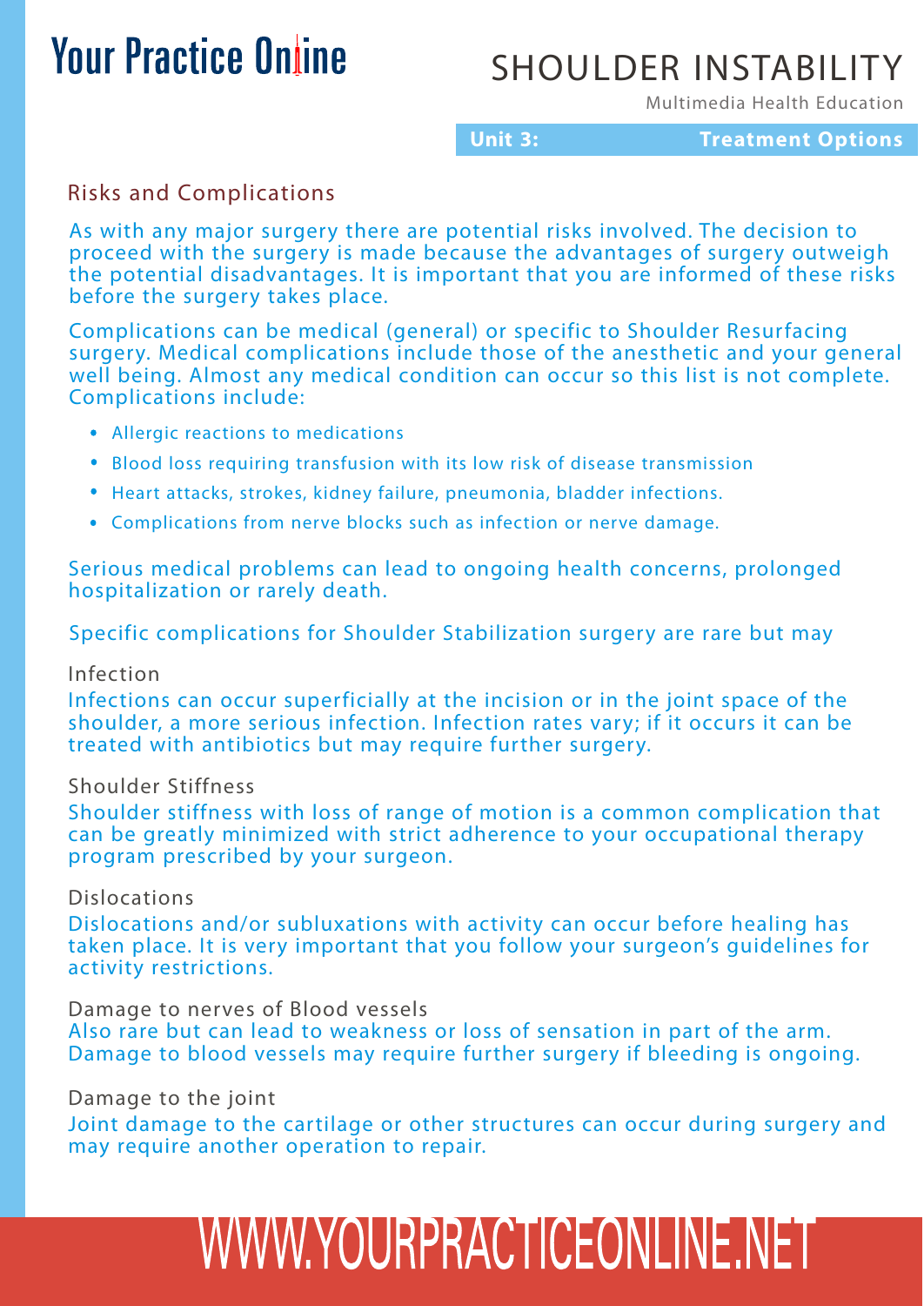# SHOULDER INSTABILITY

Multimedia Health Education

**Unit 3: Treatment Options**

## Risks and Complications

As with any major surgery there are potential risks involved. The decision to proceed with the surgery is made because the advantages of surgery outweigh the potential disadvantages. It is important that you are informed of these risks before the surgery takes place.

Complications can be medical (general) or specific to Shoulder Resurfacing surgery. Medical complications include those of the anesthetic and your general well being. Almost any medical condition can occur so this list is not complete. Complications include:

- Allergic reactions to medications
- Blood loss requiring transfusion with its low risk of disease transmission
- Heart attacks, strokes, kidney failure, pneumonia, bladder infections.
- Complications from nerve blocks such as infection or nerve damage.

Serious medical problems can lead to ongoing health concerns, prolonged hospitalization or rarely death.

Specific complications for Shoulder Stabilization surgery are rare but may

### Infection

Infections can occur superficially at the incision or in the joint space of the shoulder, a more serious infection. Infection rates vary; if it occurs it can be treated with antibiotics but may require further surgery.

### Shoulder Stiffness

Shoulder stiffness with loss of range of motion is a common complication that can be greatly minimized with strict adherence to your occupational therapy program prescribed by your surgeon.

### Dislocations

Dislocations and/or subluxations with activity can occur before healing has taken place. It is very important that you follow your surgeon's guidelines for activity restrictions.

### Damage to nerves of Blood vessels

Also rare but can lead to weakness or loss of sensation in part of the arm. Damage to blood vessels may require further surgery if bleeding is ongoing.

### Damage to the joint

Joint damage to the cartilage or other structures can occur during surgery and may require another operation to repair.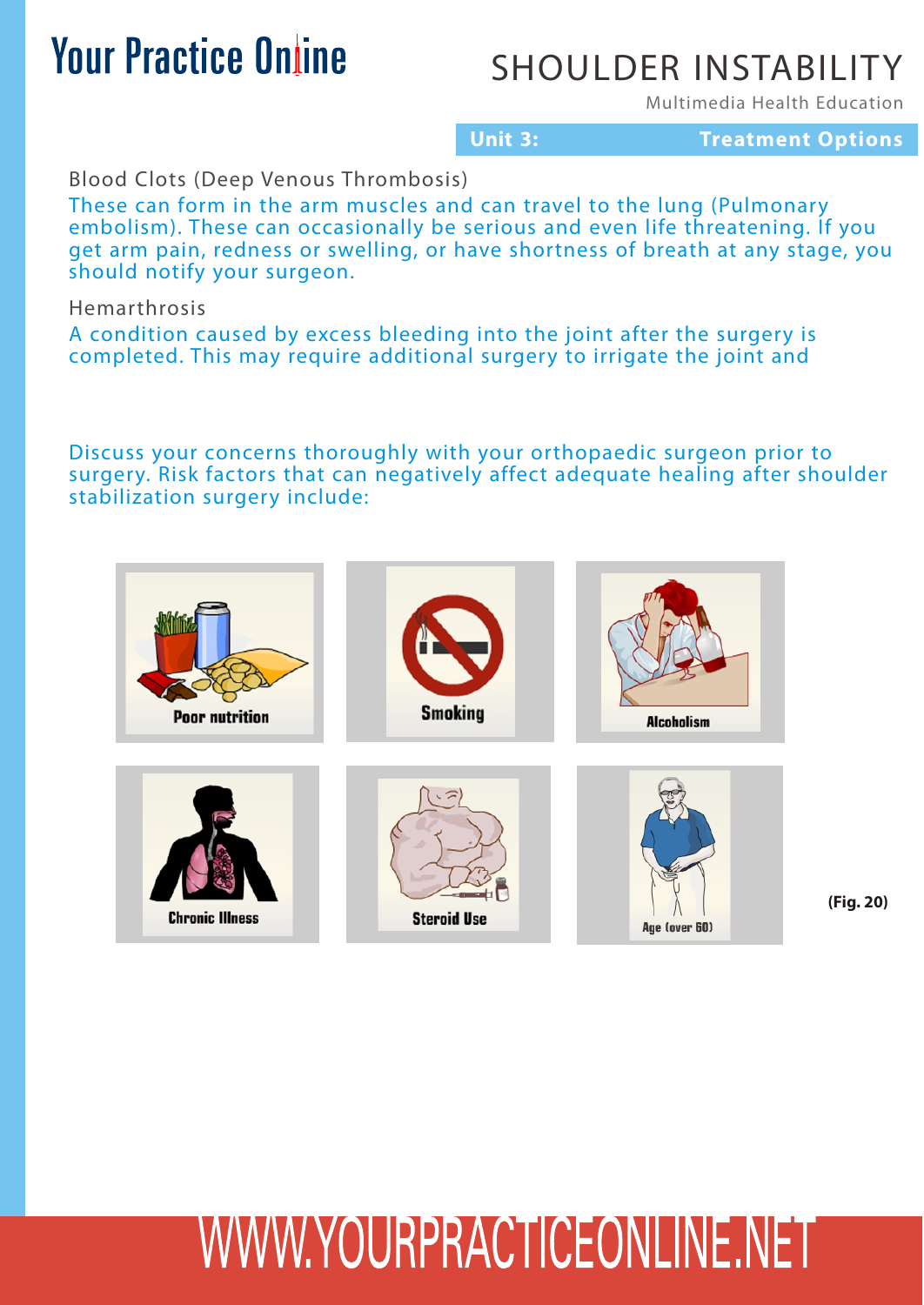Blood Clots (Deep Venous Thrombosis)

These can form in the arm muscles and can travel to the lung (Pulmonary embolism). These can occasionally be serious and even life threatening. If you get arm pain, redness or swelling, or have shortness of breath at any stage, you should notify your surgeon.

Hemarthrosis

A condition caused by excess bleeding into the joint after the surgery is completed. This may require additional surgery to irrigate the joint and

Discuss your concerns thoroughly with your orthopaedic surgeon prior to surgery. Risk factors that can negatively affect adequate healing after shoulder stabilization surgery include:

Poor nutrition

Smoking

Alcoholism

Chronic Illness

Steroid Use

Age (over 60)

**(Fig. 20)**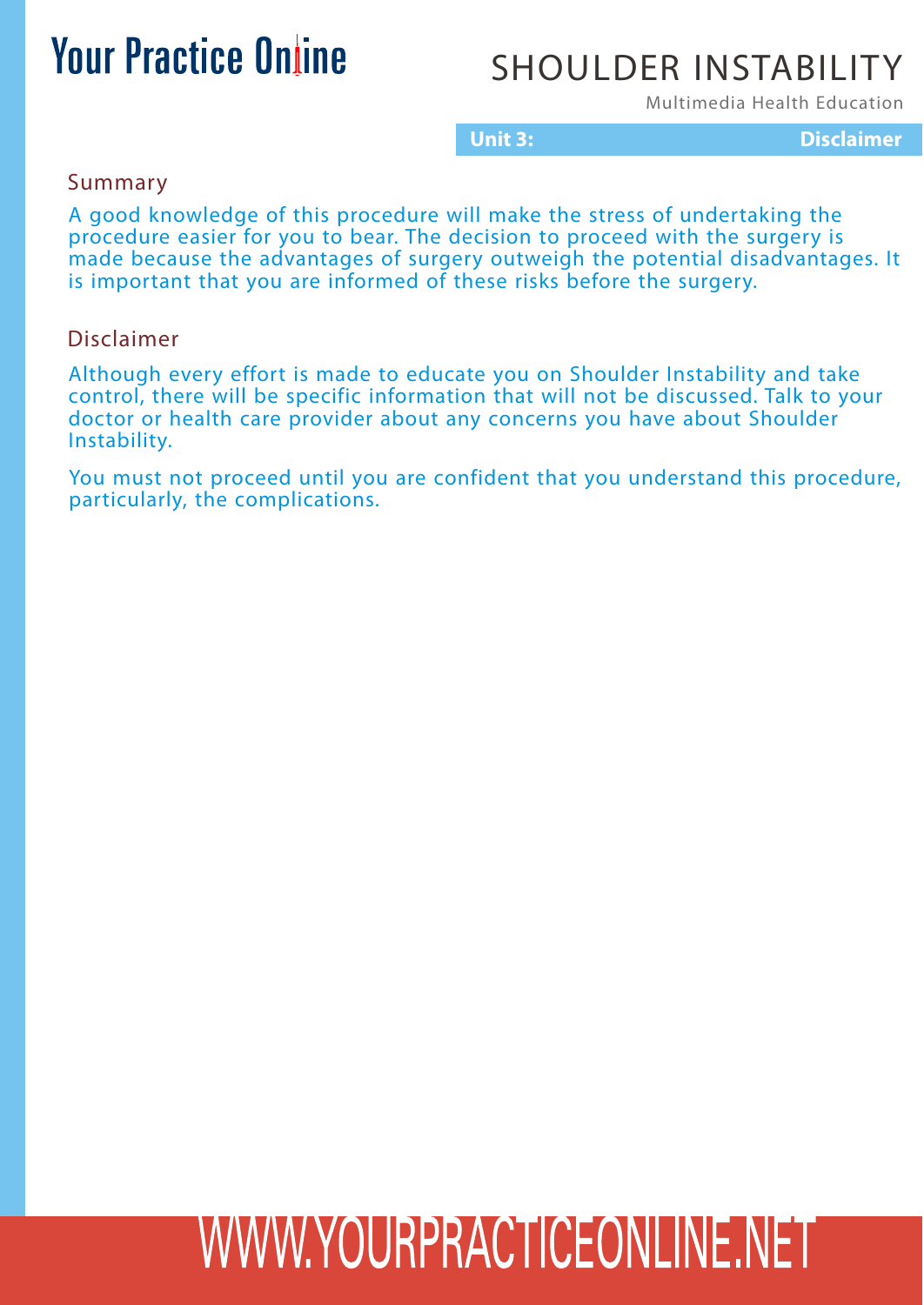## Summary

A good knowledge of this procedure will make the stress of undertaking the procedure easier for you to bear. The decision to proceed with the surgery is made because the advantages of surgery outweigh the potential disadvantages. It is important that you are informed of these risks before the surgery.

## Disclaimer

Although every effort is made to educate you on Shoulder Instability and take control, there will be specific information that will not be discussed. Talk to your doctor or health care provider about any concerns you have about Shoulder Instability.

You must not proceed until you are confident that you understand this procedure, particularly, the complications.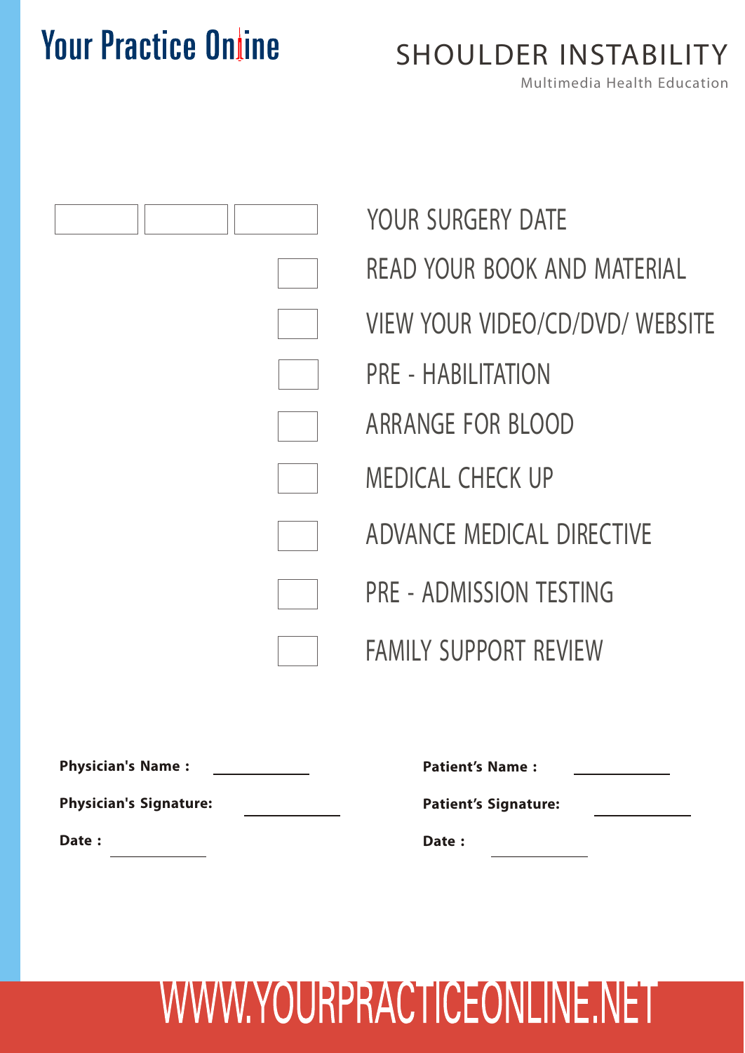Your Practice Online

# SHOULDER INSTABILITY

Multimedia Health Education

| | | | |
|---|---|---|---|
| ☐ | ☐ | ☐ | YOUR SURGERY DATE |

- ☐ READ YOUR BOOK AND MATERIAL
- ☐ VIEW YOUR VIDEO/CD/DVD/ WEBSITE
- ☐ PRE - HABILITATION
- ☐ ARRANGE FOR BLOOD
- ☐ MEDICAL CHECK UP
- ☐ ADVANCE MEDICAL DIRECTIVE
- ☐ PRE - ADMISSION TESTING
- ☐ FAMILY SUPPORT REVIEW

**Physician's Name :** ____________

**Physician's Signature:** ____________

**Date :** ____________

**Patient's Name :** ____________

**Patient's Signature:** ____________

**Date :** ____________

WWW.YOURPRACTICEONLINE.NET